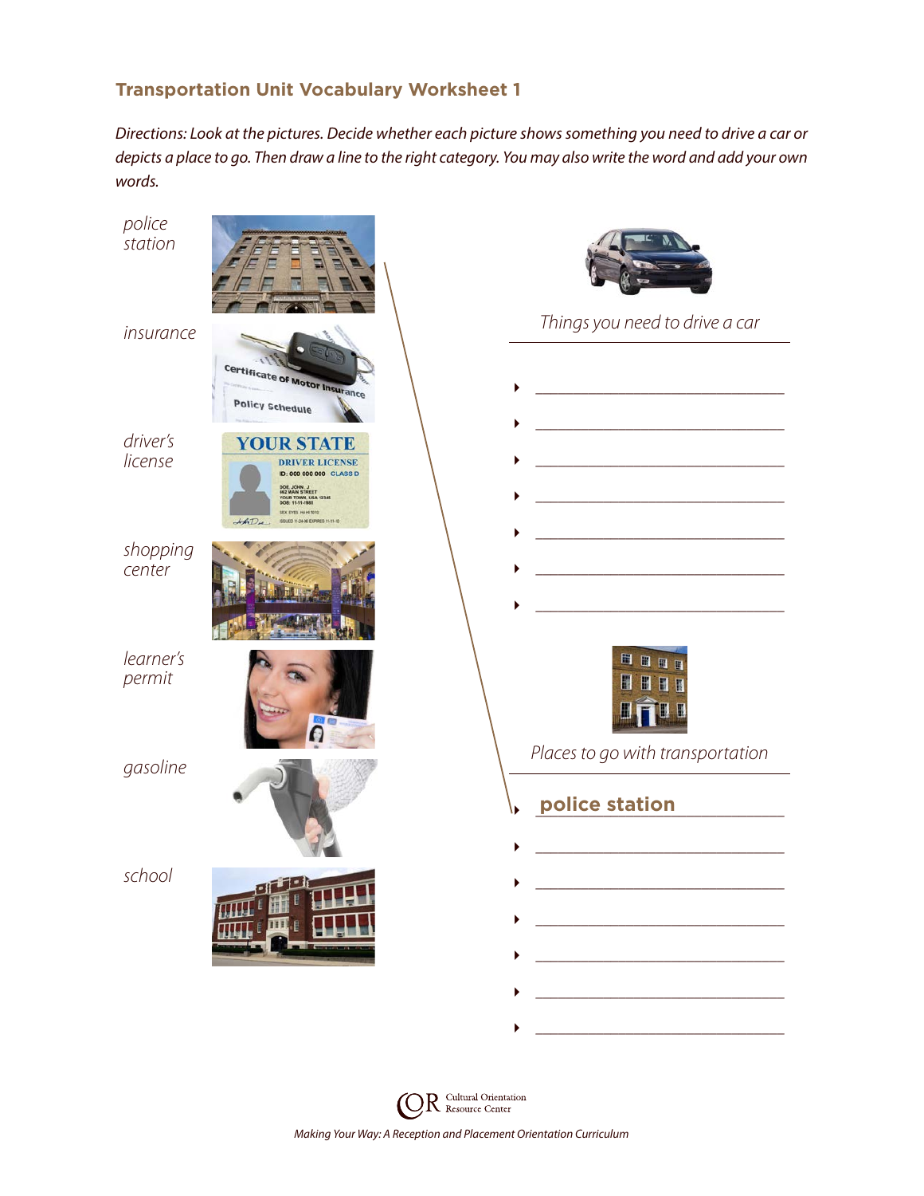## Transportation Unit Vocabulary Worksheet 1

*Directions: Look at the pictures. Decide whether each picture shows something you need to drive a car or depicts a place to go. Then draw a line to the right category. You may also write the word and add your own words.*

*police station*

*insurance*

*driver's license*

*shopping center*

*learner's permit*

*gasoline*

*school*

*Things you need to drive a car*

- \_\_\_\_\_\_\_\_\_\_\_\_\_\_\_\_\_\_\_\_\_\_\_\_\_\_\_\_
- \_\_\_\_\_\_\_\_\_\_\_\_\_\_\_\_\_\_\_\_\_\_\_\_\_\_\_\_
- \_\_\_\_\_\_\_\_\_\_\_\_\_\_\_\_\_\_\_\_\_\_\_\_\_\_\_\_
- \_\_\_\_\_\_\_\_\_\_\_\_\_\_\_\_\_\_\_\_\_\_\_\_\_\_\_\_
- \_\_\_\_\_\_\_\_\_\_\_\_\_\_\_\_\_\_\_\_\_\_\_\_\_\_\_\_
- \_\_\_\_\_\_\_\_\_\_\_\_\_\_\_\_\_\_\_\_\_\_\_\_\_\_\_\_
- \_\_\_\_\_\_\_\_\_\_\_\_\_\_\_\_\_\_\_\_\_\_\_\_\_\_\_\_

*Places to go with transportation*

- **police station**
- \_\_\_\_\_\_\_\_\_\_\_\_\_\_\_\_\_\_\_\_\_\_\_\_\_\_\_\_
- \_\_\_\_\_\_\_\_\_\_\_\_\_\_\_\_\_\_\_\_\_\_\_\_\_\_\_\_
- \_\_\_\_\_\_\_\_\_\_\_\_\_\_\_\_\_\_\_\_\_\_\_\_\_\_\_\_
- \_\_\_\_\_\_\_\_\_\_\_\_\_\_\_\_\_\_\_\_\_\_\_\_\_\_\_\_
- \_\_\_\_\_\_\_\_\_\_\_\_\_\_\_\_\_\_\_\_\_\_\_\_\_\_\_\_
- \_\_\_\_\_\_\_\_\_\_\_\_\_\_\_\_\_\_\_\_\_\_\_\_\_\_\_\_

COR Cultural Orientation Resource Center

*Making Your Way: A Reception and Placement Orientation Curriculum*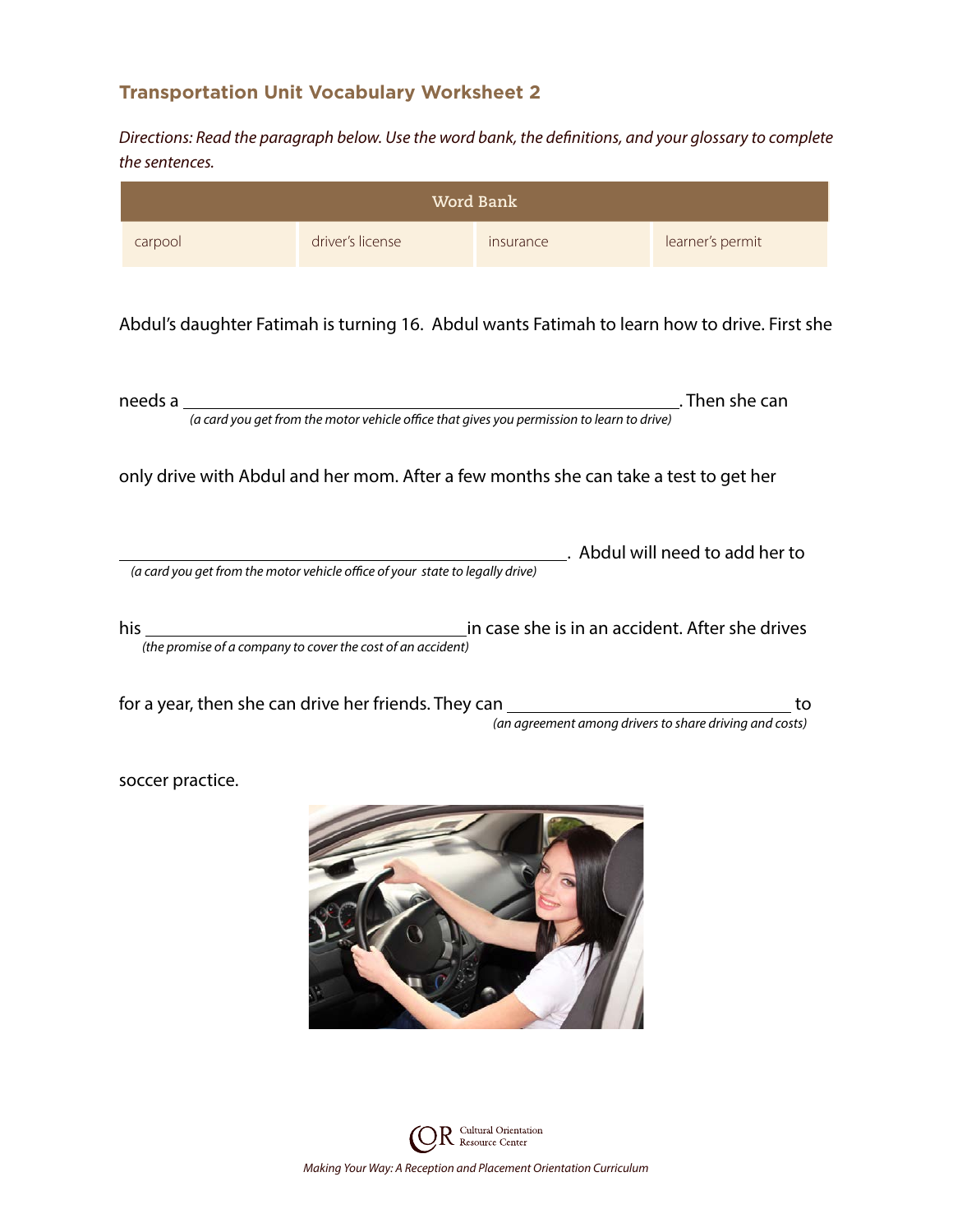## Transportation Unit Vocabulary Worksheet 2

*Directions: Read the paragraph below. Use the word bank, the definitions, and your glossary to complete the sentences.*

| Word Bank | | | |
|---|---|---|---|
| carpool | driver's license | insurance | learner's permit |

Abdul's daughter Fatimah is turning 16. Abdul wants Fatimah to learn how to drive. First she

needs a ______________________________. Then she can
*(a card you get from the motor vehicle office that gives you permission to learn to drive)*

only drive with Abdul and her mom. After a few months she can take a test to get her

______________________________. Abdul will need to add her to
*(a card you get from the motor vehicle office of your state to legally drive)*

his ______________________________ in case she is in an accident. After she drives
*(the promise of a company to cover the cost of an accident)*

for a year, then she can drive her friends. They can ______________________________ to
*(an agreement among drivers to share driving and costs)*

soccer practice.

Cultural Orientation Resource Center

*Making Your Way: A Reception and Placement Orientation Curriculum*